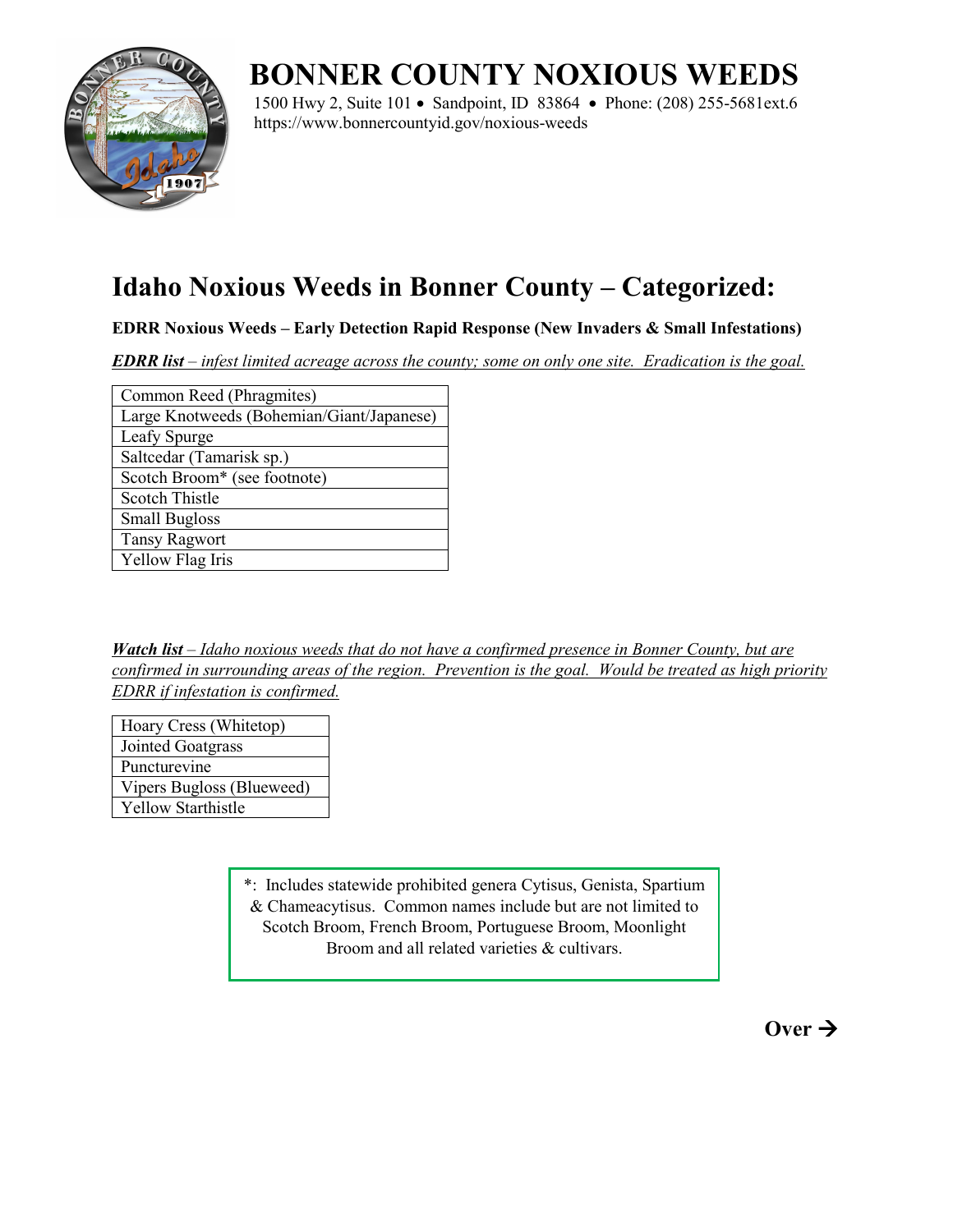# BONNER COUNTY NOXIOUS WEEDS

1500 Hwy 2, Suite 101 • Sandpoint, ID 83864 • Phone: (208) 255-5681ext.6
https://www.bonnercountyid.gov/noxious-weeds

## Idaho Noxious Weeds in Bonner County – Categorized:

**EDRR Noxious Weeds – Early Detection Rapid Response (New Invaders & Small Infestations)**

***EDRR list*** *– infest limited acreage across the county; some on only one site. Eradication is the goal.*

| Common Reed (Phragmites) |
|---|
| Large Knotweeds (Bohemian/Giant/Japanese) |
| Leafy Spurge |
| Saltcedar (Tamarisk sp.) |
| Scotch Broom* (see footnote) |
| Scotch Thistle |
| Small Bugloss |
| Tansy Ragwort |
| Yellow Flag Iris |

***Watch list*** *– Idaho noxious weeds that do not have a confirmed presence in Bonner County, but are confirmed in surrounding areas of the region. Prevention is the goal. Would be treated as high priority EDRR if infestation is confirmed.*

| Hoary Cress (Whitetop) |
|---|
| Jointed Goatgrass |
| Puncturevine |
| Vipers Bugloss (Blueweed) |
| Yellow Starthistle |

*: Includes statewide prohibited genera Cytisus, Genista, Spartium & Chameacytisus. Common names include but are not limited to Scotch Broom, French Broom, Portuguese Broom, Moonlight Broom and all related varieties & cultivars.

**Over →**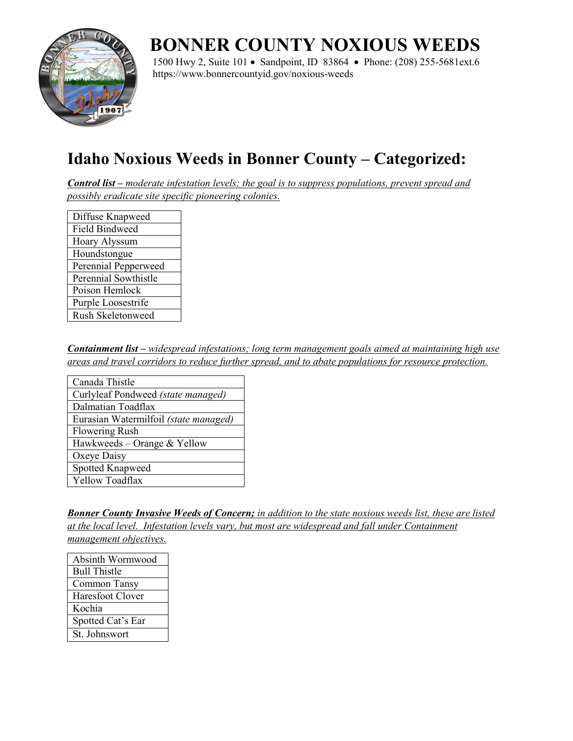# BONNER COUNTY NOXIOUS WEEDS

1500 Hwy 2, Suite 101 • Sandpoint, ID 83864 • Phone: (208) 255-5681ext.6
https://www.bonnercountyid.gov/noxious-weeds

## Idaho Noxious Weeds in Bonner County – Categorized:

***Control list*** *– moderate infestation levels; the goal is to suppress populations, prevent spread and possibly eradicate site specific pioneering colonies.*

| |
|---|
| Diffuse Knapweed |
| Field Bindweed |
| Hoary Alyssum |
| Houndstongue |
| Perennial Pepperweed |
| Perennial Sowthistle |
| Poison Hemlock |
| Purple Loosestrife |
| Rush Skeletonweed |

***Containment list*** *– widespread infestations; long term management goals aimed at maintaining high use areas and travel corridors to reduce further spread, and to abate populations for resource protection.*

| |
|---|
| Canada Thistle |
| Curlyleaf Pondweed *(state managed)* |
| Dalmatian Toadflax |
| Eurasian Watermilfoil *(state managed)* |
| Flowering Rush |
| Hawkweeds – Orange & Yellow |
| Oxeye Daisy |
| Spotted Knapweed |
| Yellow Toadflax |

***Bonner County Invasive Weeds of Concern;*** *in addition to the state noxious weeds list, these are listed at the local level. Infestation levels vary, but most are widespread and fall under Containment management objectives.*

| |
|---|
| Absinth Wormwood |
| Bull Thistle |
| Common Tansy |
| Haresfoot Clover |
| Kochia |
| Spotted Cat's Ear |
| St. Johnswort |